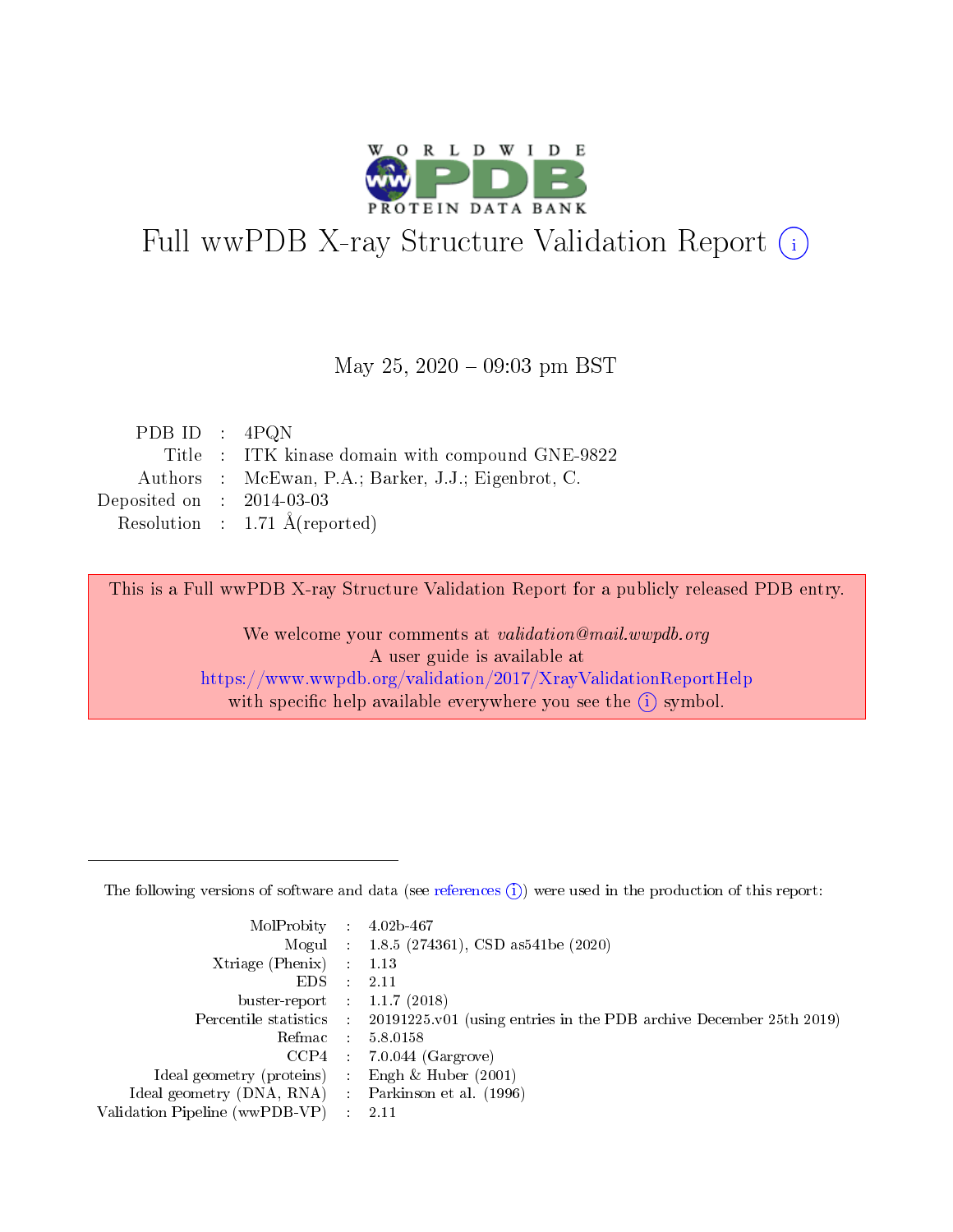# Full wwPDB X-ray Structure Validation Report

May 25, 2020 – 09:03 pm BST

| | | |
|---|---|---|
| PDB ID | : | 4PQN |
| Title | : | ITK kinase domain with compound GNE-9822 |
| Authors | : | McEwan, P.A.; Barker, J.J.; Eigenbrot, C. |
| Deposited on | : | 2014-03-03 |
| Resolution | : | 1.71 Å(reported) |

This is a Full wwPDB X-ray Structure Validation Report for a publicly released PDB entry.

We welcome your comments at *validation@mail.wwpdb.org*
A user guide is available at
https://www.wwpdb.org/validation/2017/XrayValidationReportHelp
with specific help available everywhere you see the (i) symbol.

---

The following versions of software and data (see references (i)) were used in the production of this report:

| | | |
|---|---|---|
| MolProbity | : | 4.02b-467 |
| Mogul | : | 1.8.5 (274361), CSD as541be (2020) |
| Xtriage (Phenix) | : | 1.13 |
| EDS | : | 2.11 |
| buster-report | : | 1.1.7 (2018) |
| Percentile statistics | : | 20191225.v01 (using entries in the PDB archive December 25th 2019) |
| Refmac | : | 5.8.0158 |
| CCP4 | : | 7.0.044 (Gargrove) |
| Ideal geometry (proteins) | : | Engh & Huber (2001) |
| Ideal geometry (DNA, RNA) | : | Parkinson et al. (1996) |
| Validation Pipeline (wwPDB-VP) | : | 2.11 |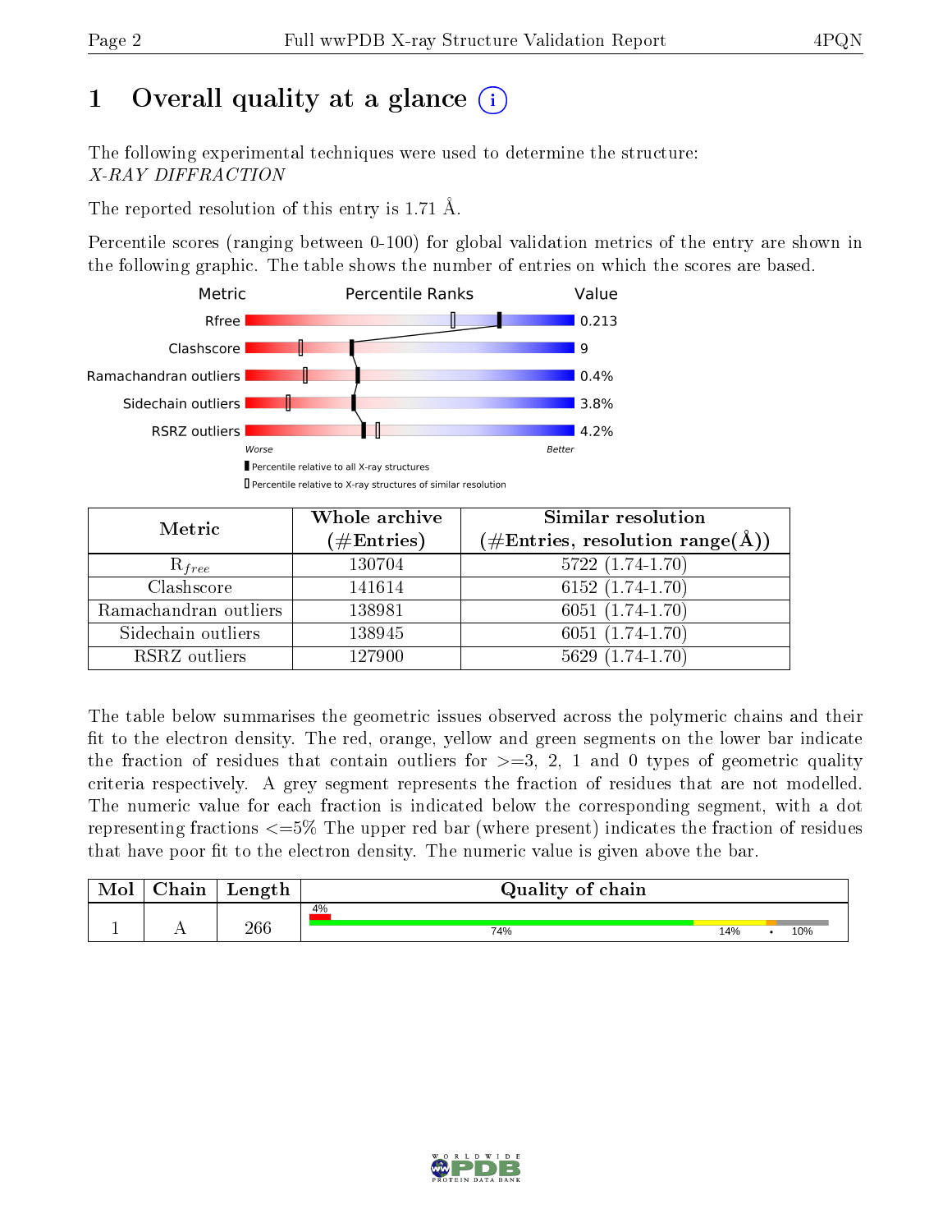# 1 Overall quality at a glance

The following experimental techniques were used to determine the structure:
*X-RAY DIFFRACTION*

The reported resolution of this entry is 1.71 Å.

Percentile scores (ranging between 0-100) for global validation metrics of the entry are shown in the following graphic. The table shows the number of entries on which the scores are based.

| Metric | Value |
|---|---|
| Rfree | 0.213 |
| Clashscore | 9 |
| Ramachandran outliers | 0.4% |
| Sidechain outliers | 3.8% |
| RSRZ outliers | 4.2% |

Worse — Better

▮ Percentile relative to all X-ray structures
▯ Percentile relative to X-ray structures of similar resolution

| Metric | Whole archive (#Entries) | Similar resolution (#Entries, resolution range(Å)) |
|---|---|---|
| $R_{free}$ | 130704 | 5722 (1.74-1.70) |
| Clashscore | 141614 | 6152 (1.74-1.70) |
| Ramachandran outliers | 138981 | 6051 (1.74-1.70) |
| Sidechain outliers | 138945 | 6051 (1.74-1.70) |
| RSRZ outliers | 127900 | 5629 (1.74-1.70) |

The table below summarises the geometric issues observed across the polymeric chains and their fit to the electron density. The red, orange, yellow and green segments on the lower bar indicate the fraction of residues that contain outliers for >=3, 2, 1 and 0 types of geometric quality criteria respectively. A grey segment represents the fraction of residues that are not modelled. The numeric value for each fraction is indicated below the corresponding segment, with a dot representing fractions <=5% The upper red bar (where present) indicates the fraction of residues that have poor fit to the electron density. The numeric value is given above the bar.

| Mol | Chain | Length | Quality of chain |
|---|---|---|---|
| 1 | A | 266 | 4% (poor fit); 74% green, 14% yellow, • orange, 10% grey |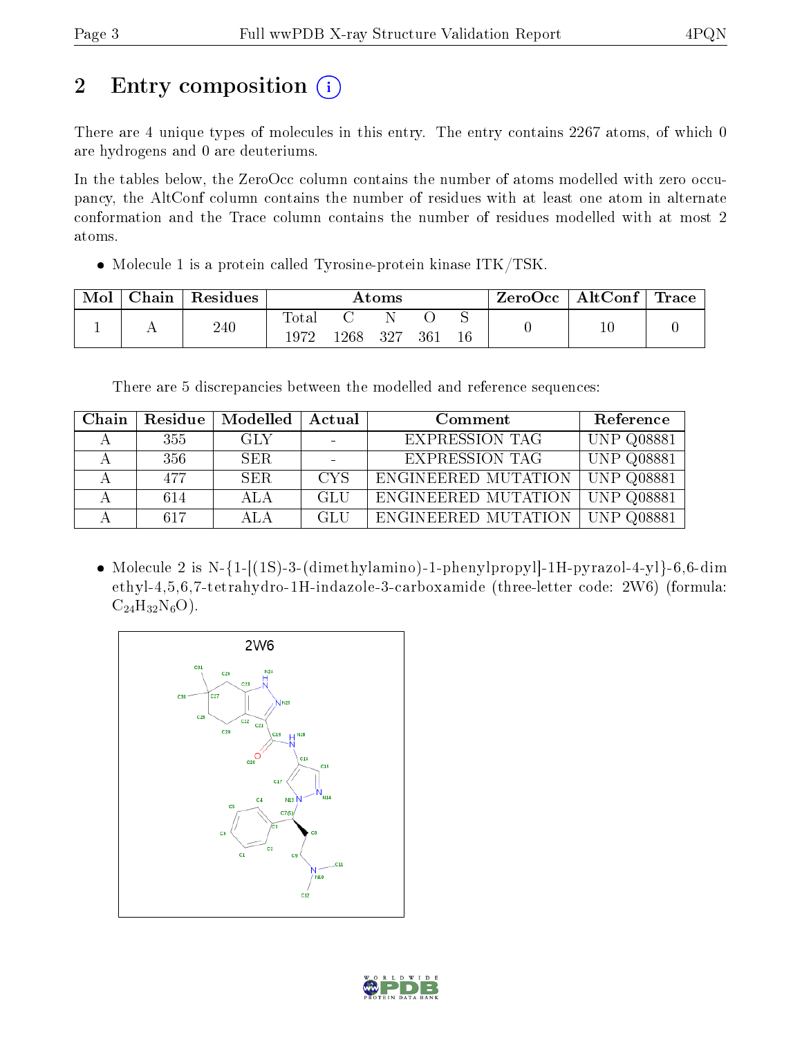# 2 Entry composition

There are 4 unique types of molecules in this entry. The entry contains 2267 atoms, of which 0 are hydrogens and 0 are deuteriums.

In the tables below, the ZeroOcc column contains the number of atoms modelled with zero occupancy, the AltConf column contains the number of residues with at least one atom in alternate conformation and the Trace column contains the number of residues modelled with at most 2 atoms.

- Molecule 1 is a protein called Tyrosine-protein kinase ITK/TSK.

| Mol | Chain | Residues | Atoms | | | | | ZeroOcc | AltConf | Trace |
|---|---|---|---|---|---|---|---|---|---|---|
| | | | Total | C | N | O | S | | | |
| 1 | A | 240 | 1972 | 1268 | 327 | 361 | 16 | 0 | 10 | 0 |

There are 5 discrepancies between the modelled and reference sequences:

| Chain | Residue | Modelled | Actual | Comment | Reference |
|---|---|---|---|---|---|
| A | 355 | GLY | - | EXPRESSION TAG | UNP Q08881 |
| A | 356 | SER | - | EXPRESSION TAG | UNP Q08881 |
| A | 477 | SER | CYS | ENGINEERED MUTATION | UNP Q08881 |
| A | 614 | ALA | GLU | ENGINEERED MUTATION | UNP Q08881 |
| A | 617 | ALA | GLU | ENGINEERED MUTATION | UNP Q08881 |

- Molecule 2 is N-{1-[(1S)-3-(dimethylamino)-1-phenylpropyl]-1H-pyrazol-4-yl}-6,6-dimethyl-4,5,6,7-tetrahydro-1H-indazole-3-carboxamide (three-letter code: 2W6) (formula: $C_{24}H_{32}N_6O$).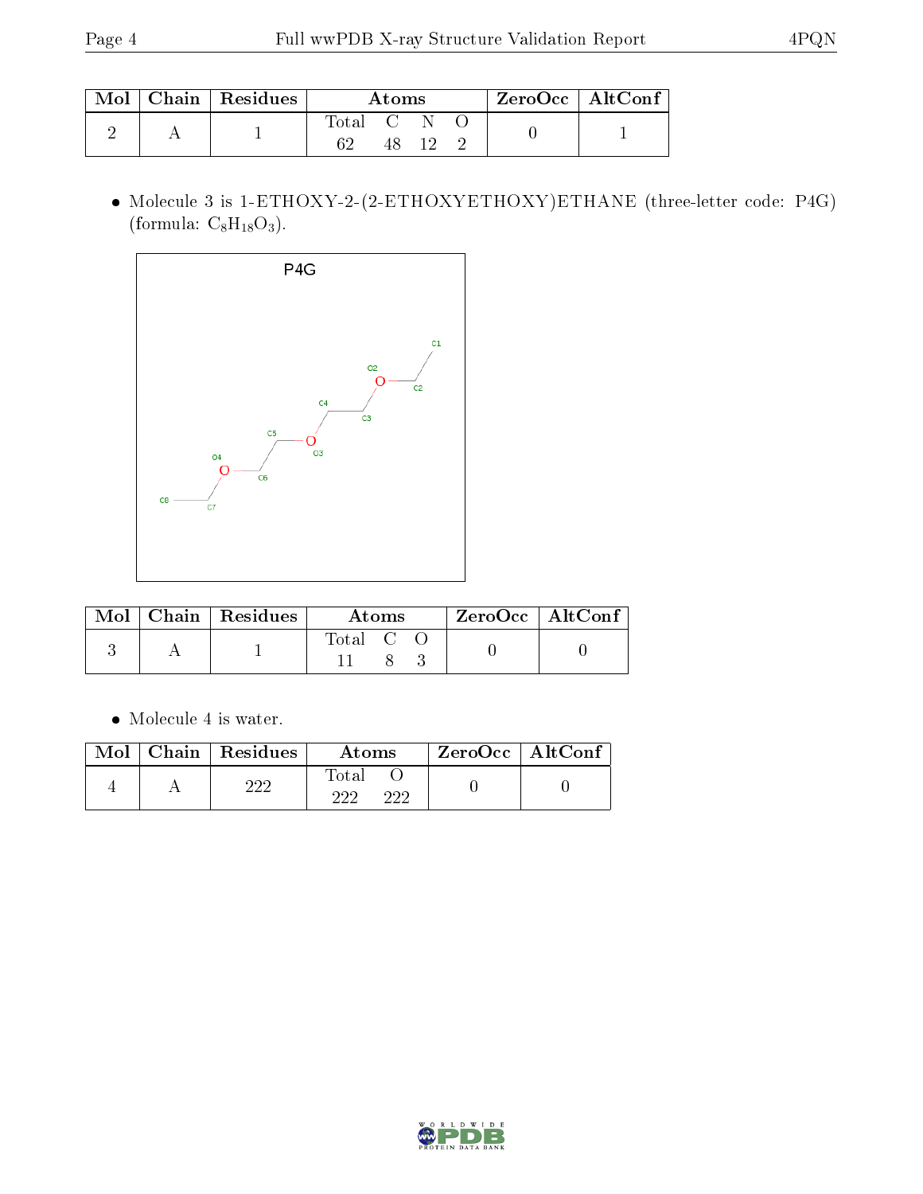| Mol | Chain | Residues | Atoms | | | | ZeroOcc | AltConf |
|---|---|---|---|---|---|---|---|---|
| | | | Total | C | N | O | | |
| 2 | A | 1 | 62 | 48 | 12 | 2 | 0 | 1 |

- Molecule 3 is 1-ETHOXY-2-(2-ETHOXYETHOXY)ETHANE (three-letter code: P4G) (formula: $C_8H_{18}O_3$).

| Mol | Chain | Residues | Atoms | | | ZeroOcc | AltConf |
|---|---|---|---|---|---|---|---|
| | | | Total | C | O | | |
| 3 | A | 1 | 11 | 8 | 3 | 0 | 0 |

- Molecule 4 is water.

| Mol | Chain | Residues | Atoms | | ZeroOcc | AltConf |
|---|---|---|---|---|---|---|
| | | | Total | O | | |
| 4 | A | 222 | 222 | 222 | 0 | 0 |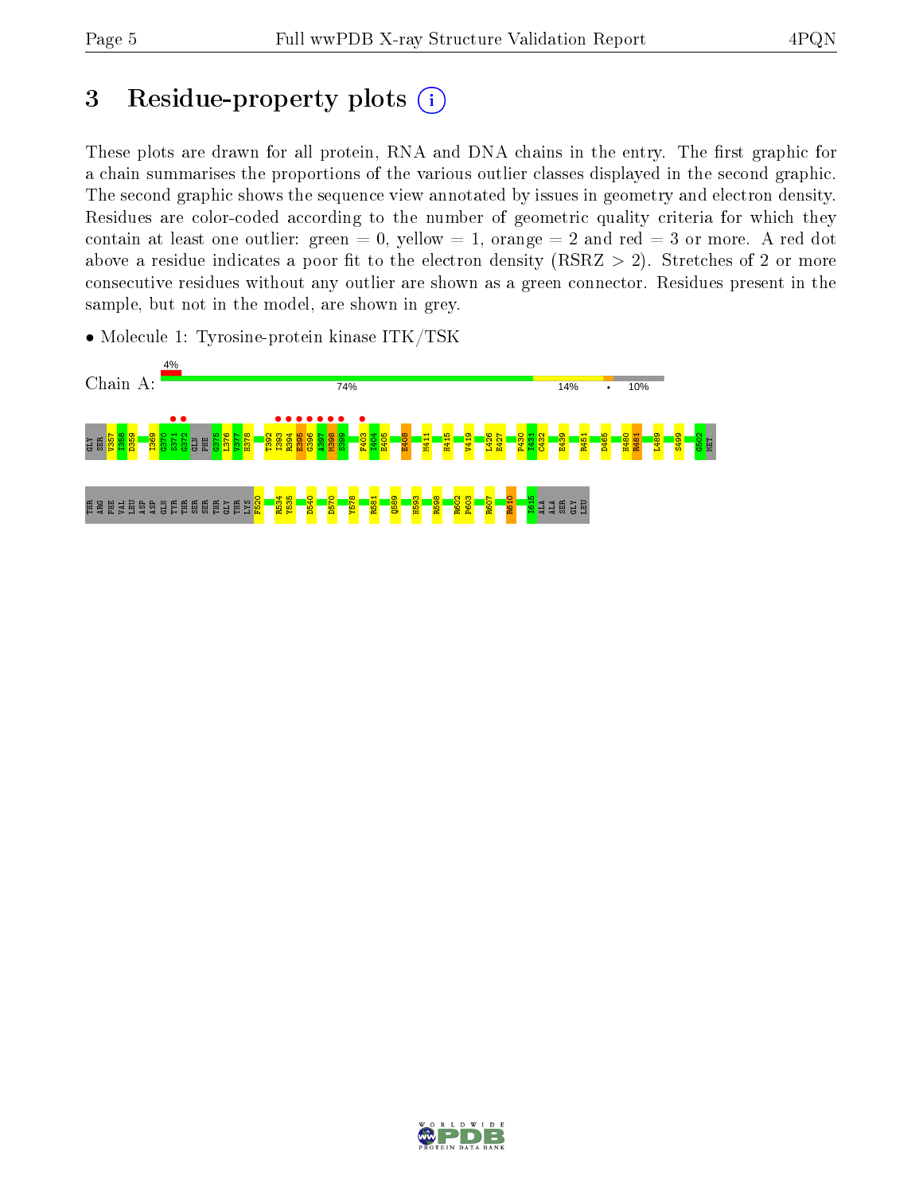# 3 Residue-property plots

These plots are drawn for all protein, RNA and DNA chains in the entry. The first graphic for a chain summarises the proportions of the various outlier classes displayed in the second graphic. The second graphic shows the sequence view annotated by issues in geometry and electron density. Residues are color-coded according to the number of geometric quality criteria for which they contain at least one outlier: green = 0, yellow = 1, orange = 2 and red = 3 or more. A red dot above a residue indicates a poor fit to the electron density (RSRZ > 2). Stretches of 2 or more consecutive residues without any outlier are shown as a green connector. Residues present in the sample, but not in the model, are shown in grey.

- Molecule 1: Tyrosine-protein kinase ITK/TSK

Chain A: 4% | 74% | 14% | • | 10%

GLY SER V357 I358 D359 I369 G370 S371 G372 GLN PHE G375 L376 V377 H378 T392 I393 R394 E395 G396 A397 M398 S399 F403 I404 E405 E408 M411 H415 V419 L426 E427 P430 I431 C432 E439 R451 D465 H480 R481 L489 S499 G502 MET

THR ARG PHE VAL LEU ASP ASP GLN TYR THR SER SER THR GLY THR LYS F520 R534 Y535 D540 D570 Y578 R581 Q589 H593 R598 R602 P603 R607 R610 I615 ALA ALA SER GLY LEU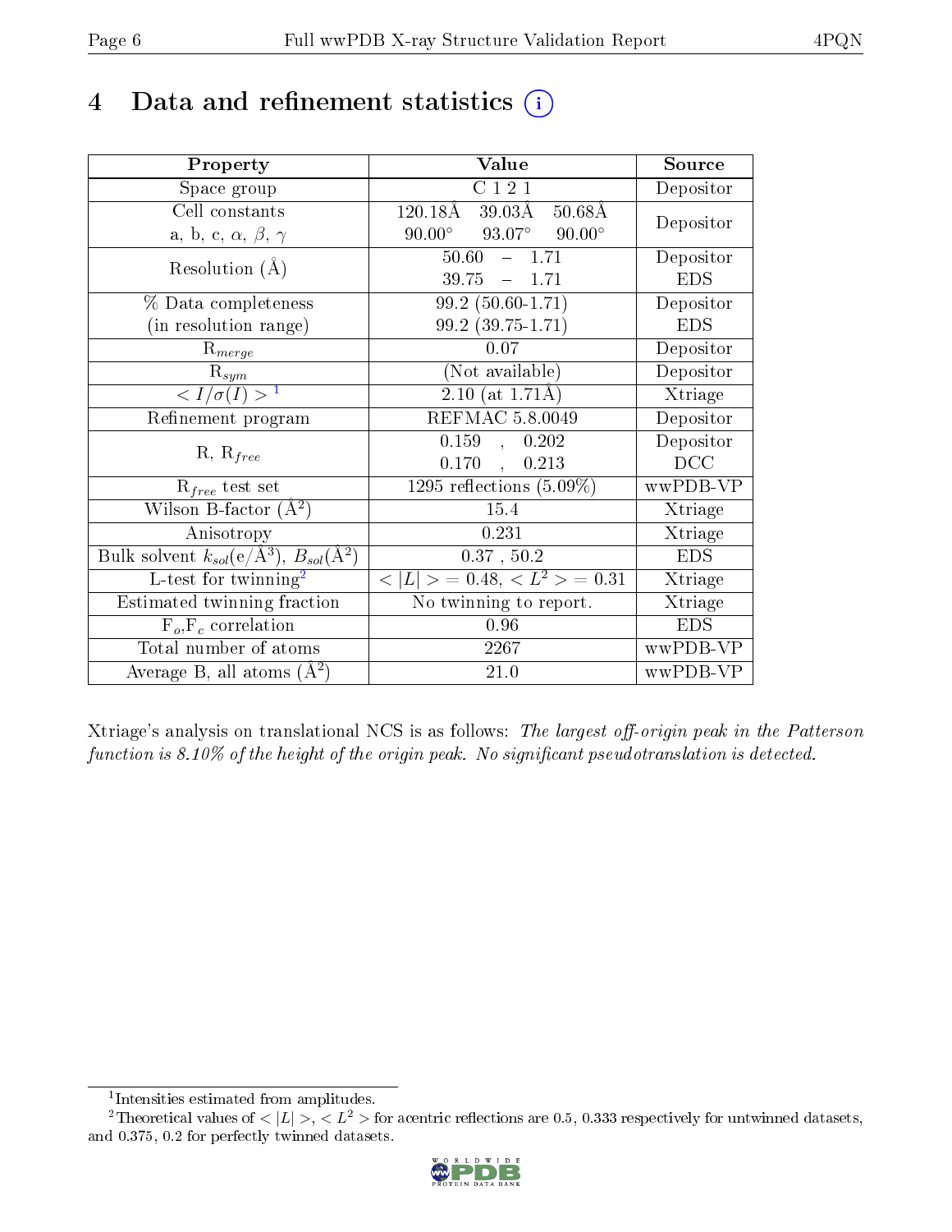# 4 Data and refinement statistics

| Property | Value | Source |
|---|---|---|
| Space group | C 1 2 1 | Depositor |
| Cell constants<br>a, b, c, $\alpha$, $\beta$, $\gamma$ | 120.18Å 39.03Å 50.68Å<br>90.00° 93.07° 90.00° | Depositor |
| Resolution (Å) | 50.60 – 1.71<br>39.75 – 1.71 | Depositor<br>EDS |
| % Data completeness<br>(in resolution range) | 99.2 (50.60-1.71)<br>99.2 (39.75-1.71) | Depositor<br>EDS |
| $R_{merge}$ | 0.07 | Depositor |
| $R_{sym}$ | (Not available) | Depositor |
| $< I/\sigma(I) >$ [1] | 2.10 (at 1.71Å) | Xtriage |
| Refinement program | REFMAC 5.8.0049 | Depositor |
| R, $R_{free}$ | 0.159 , 0.202<br>0.170 , 0.213 | Depositor<br>DCC |
| $R_{free}$ test set | 1295 reflections (5.09%) | wwPDB-VP |
| Wilson B-factor (Å$^2$) | 15.4 | Xtriage |
| Anisotropy | 0.231 | Xtriage |
| Bulk solvent $k_{sol}$(e/Å$^3$), $B_{sol}$(Å$^2$) | 0.37 , 50.2 | EDS |
| L-test for twinning[2] | $< \|L\| >$ = 0.48, $< L^2 >$ = 0.31 | Xtriage |
| Estimated twinning fraction | No twinning to report. | Xtriage |
| $F_o$,$F_c$ correlation | 0.96 | EDS |
| Total number of atoms | 2267 | wwPDB-VP |
| Average B, all atoms (Å$^2$) | 21.0 | wwPDB-VP |

Xtriage's analysis on translational NCS is as follows: *The largest off-origin peak in the Patterson function is 8.10% of the height of the origin peak. No significant pseudotranslation is detected.*

[1] Intensities estimated from amplitudes.

[2] Theoretical values of $< |L| >$, $< L^2 >$ for acentric reflections are 0.5, 0.333 respectively for untwinned datasets, and 0.375, 0.2 for perfectly twinned datasets.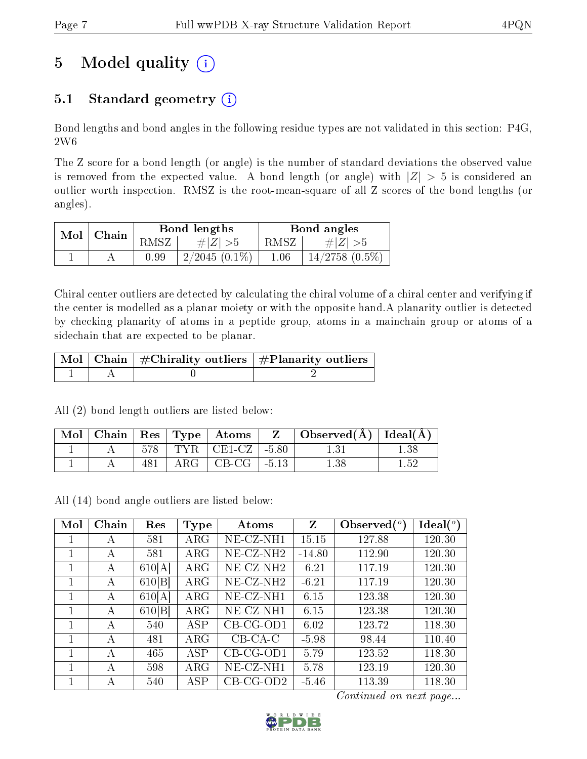# 5 Model quality (i)

## 5.1 Standard geometry (i)

Bond lengths and bond angles in the following residue types are not validated in this section: P4G, 2W6

The Z score for a bond length (or angle) is the number of standard deviations the observed value is removed from the expected value. A bond length (or angle) with $|Z| > 5$ is considered an outlier worth inspection. RMSZ is the root-mean-square of all Z scores of the bond lengths (or angles).

| Mol | Chain | Bond lengths | | Bond angles | |
|---|---|---|---|---|---|
| | | RMSZ | #\|Z\| >5 | RMSZ | #\|Z\| >5 |
| 1 | A | 0.99 | 2/2045 (0.1%) | 1.06 | 14/2758 (0.5%) |

Chiral center outliers are detected by calculating the chiral volume of a chiral center and verifying if the center is modelled as a planar moiety or with the opposite hand.A planarity outlier is detected by checking planarity of atoms in a peptide group, atoms in a mainchain group or atoms of a sidechain that are expected to be planar.

| Mol | Chain | #Chirality outliers | #Planarity outliers |
|---|---|---|---|
| 1 | A | 0 | 2 |

All (2) bond length outliers are listed below:

| Mol | Chain | Res | Type | Atoms | Z | Observed(Å) | Ideal(Å) |
|---|---|---|---|---|---|---|---|
| 1 | A | 578 | TYR | CE1-CZ | -5.80 | 1.31 | 1.38 |
| 1 | A | 481 | ARG | CB-CG | -5.13 | 1.38 | 1.52 |

All (14) bond angle outliers are listed below:

| Mol | Chain | Res | Type | Atoms | Z | Observed($^o$) | Ideal($^o$) |
|---|---|---|---|---|---|---|---|
| 1 | A | 581 | ARG | NE-CZ-NH1 | 15.15 | 127.88 | 120.30 |
| 1 | A | 581 | ARG | NE-CZ-NH2 | -14.80 | 112.90 | 120.30 |
| 1 | A | 610[A] | ARG | NE-CZ-NH2 | -6.21 | 117.19 | 120.30 |
| 1 | A | 610[B] | ARG | NE-CZ-NH2 | -6.21 | 117.19 | 120.30 |
| 1 | A | 610[A] | ARG | NE-CZ-NH1 | 6.15 | 123.38 | 120.30 |
| 1 | A | 610[B] | ARG | NE-CZ-NH1 | 6.15 | 123.38 | 120.30 |
| 1 | A | 540 | ASP | CB-CG-OD1 | 6.02 | 123.72 | 118.30 |
| 1 | A | 481 | ARG | CB-CA-C | -5.98 | 98.44 | 110.40 |
| 1 | A | 465 | ASP | CB-CG-OD1 | 5.79 | 123.52 | 118.30 |
| 1 | A | 598 | ARG | NE-CZ-NH1 | 5.78 | 123.19 | 120.30 |
| 1 | A | 540 | ASP | CB-CG-OD2 | -5.46 | 113.39 | 118.30 |

*Continued on next page...*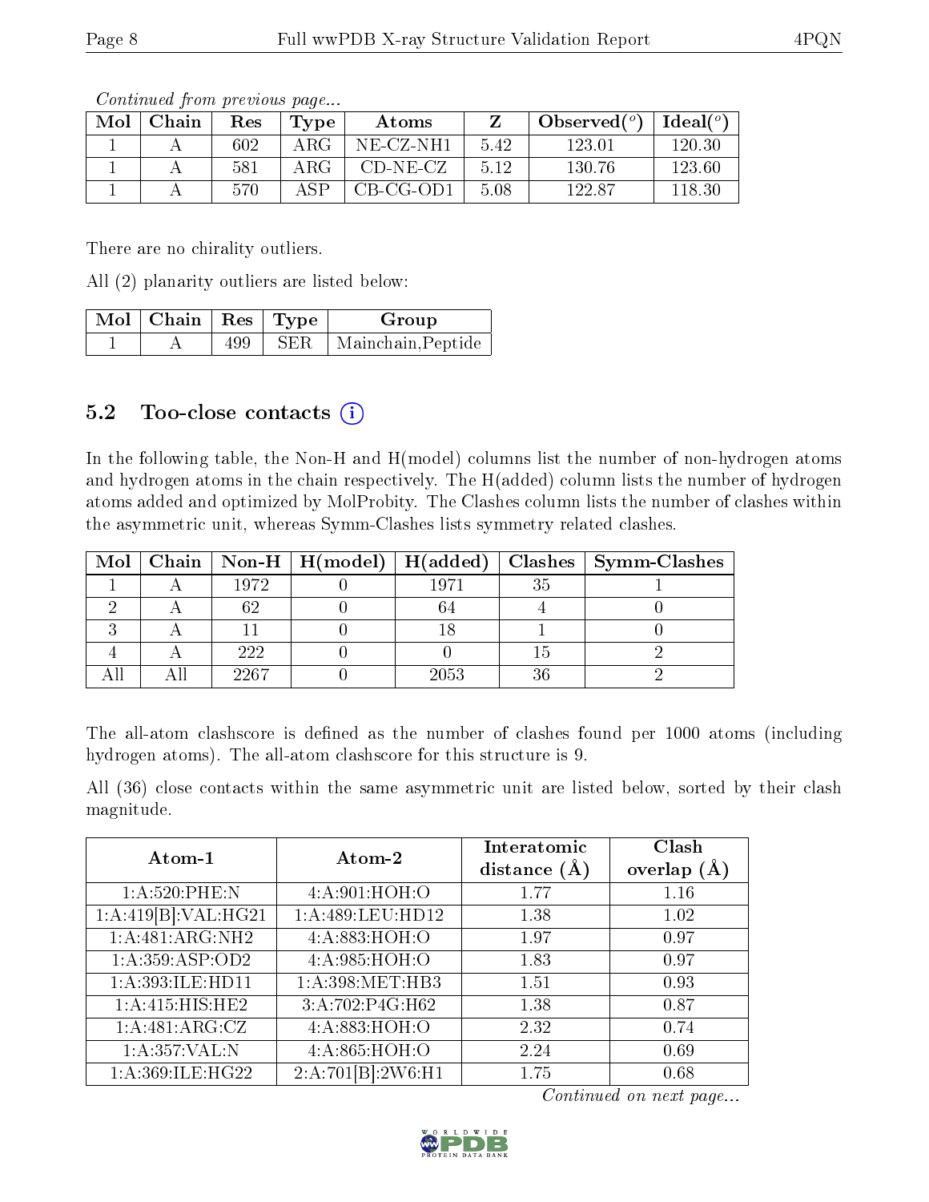*Continued from previous page...*

| Mol | Chain | Res | Type | Atoms | Z | Observed(°) | Ideal(°) |
|---|---|---|---|---|---|---|---|
| 1 | A | 602 | ARG | NE-CZ-NH1 | 5.42 | 123.01 | 120.30 |
| 1 | A | 581 | ARG | CD-NE-CZ | 5.12 | 130.76 | 123.60 |
| 1 | A | 570 | ASP | CB-CG-OD1 | 5.08 | 122.87 | 118.30 |

There are no chirality outliers.

All (2) planarity outliers are listed below:

| Mol | Chain | Res | Type | Group |
|---|---|---|---|---|
| 1 | A | 499 | SER | Mainchain,Peptide |

## 5.2 Too-close contacts

In the following table, the Non-H and H(model) columns list the number of non-hydrogen atoms and hydrogen atoms in the chain respectively. The H(added) column lists the number of hydrogen atoms added and optimized by MolProbity. The Clashes column lists the number of clashes within the asymmetric unit, whereas Symm-Clashes lists symmetry related clashes.

| Mol | Chain | Non-H | H(model) | H(added) | Clashes | Symm-Clashes |
|---|---|---|---|---|---|---|
| 1 | A | 1972 | 0 | 1971 | 35 | 1 |
| 2 | A | 62 | 0 | 64 | 4 | 0 |
| 3 | A | 11 | 0 | 18 | 1 | 0 |
| 4 | A | 222 | 0 | 0 | 15 | 2 |
| All | All | 2267 | 0 | 2053 | 36 | 2 |

The all-atom clashscore is defined as the number of clashes found per 1000 atoms (including hydrogen atoms). The all-atom clashscore for this structure is 9.

All (36) close contacts within the same asymmetric unit are listed below, sorted by their clash magnitude.

| Atom-1 | Atom-2 | Interatomic distance (Å) | Clash overlap (Å) |
|---|---|---|---|
| 1:A:520:PHE:N | 4:A:901:HOH:O | 1.77 | 1.16 |
| 1:A:419[B]:VAL:HG21 | 1:A:489:LEU:HD12 | 1.38 | 1.02 |
| 1:A:481:ARG:NH2 | 4:A:883:HOH:O | 1.97 | 0.97 |
| 1:A:359:ASP:OD2 | 4:A:985:HOH:O | 1.83 | 0.97 |
| 1:A:393:ILE:HD11 | 1:A:398:MET:HB3 | 1.51 | 0.93 |
| 1:A:415:HIS:HE2 | 3:A:702:P4G:H62 | 1.38 | 0.87 |
| 1:A:481:ARG:CZ | 4:A:883:HOH:O | 2.32 | 0.74 |
| 1:A:357:VAL:N | 4:A:865:HOH:O | 2.24 | 0.69 |
| 1:A:369:ILE:HG22 | 2:A:701[B]:2W6:H1 | 1.75 | 0.68 |

*Continued on next page...*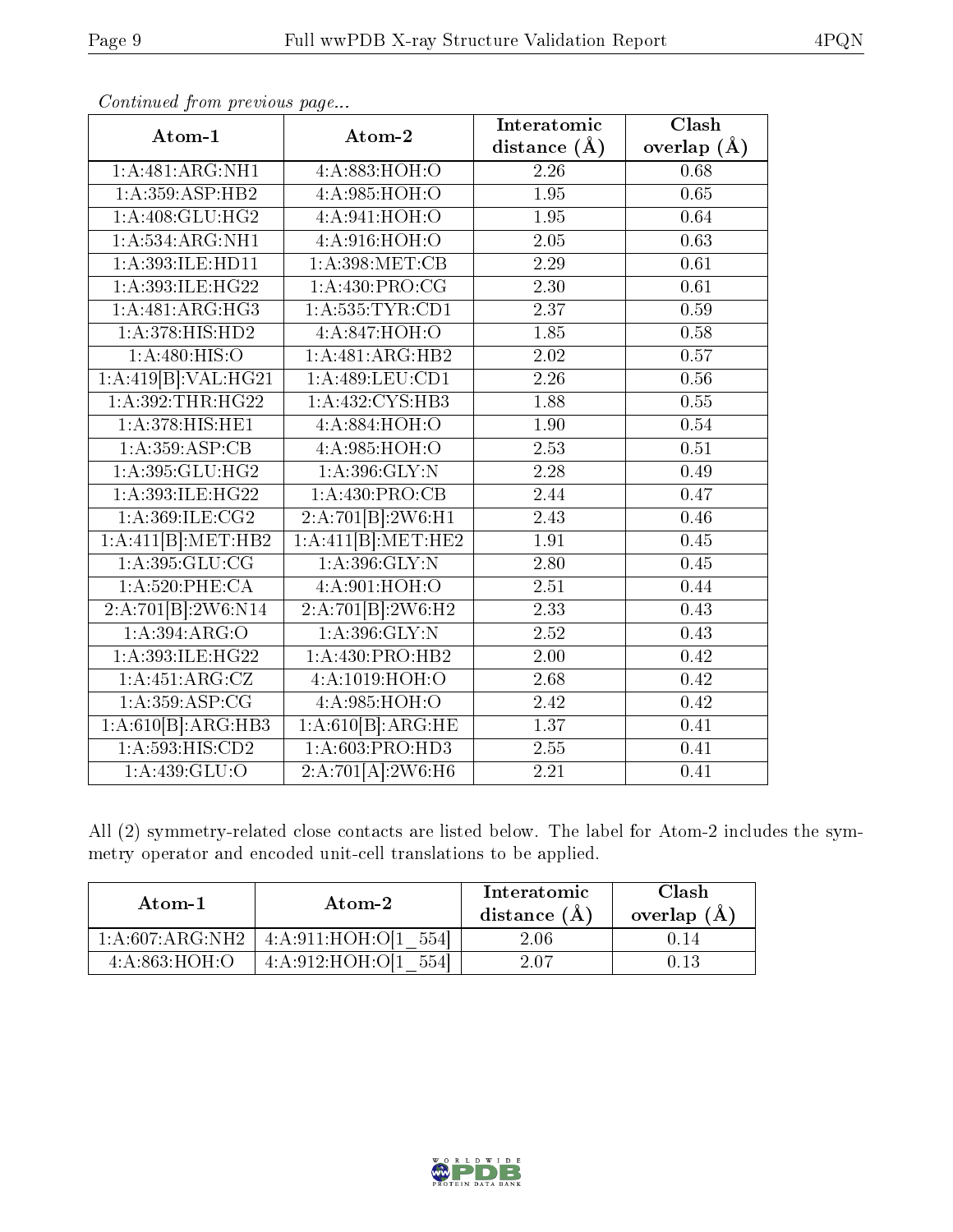*Continued from previous page...*

| Atom-1 | Atom-2 | Interatomic distance (Å) | Clash overlap (Å) |
|---|---|---|---|
| 1:A:481:ARG:NH1 | 4:A:883:HOH:O | 2.26 | 0.68 |
| 1:A:359:ASP:HB2 | 4:A:985:HOH:O | 1.95 | 0.65 |
| 1:A:408:GLU:HG2 | 4:A:941:HOH:O | 1.95 | 0.64 |
| 1:A:534:ARG:NH1 | 4:A:916:HOH:O | 2.05 | 0.63 |
| 1:A:393:ILE:HD11 | 1:A:398:MET:CB | 2.29 | 0.61 |
| 1:A:393:ILE:HG22 | 1:A:430:PRO:CG | 2.30 | 0.61 |
| 1:A:481:ARG:HG3 | 1:A:535:TYR:CD1 | 2.37 | 0.59 |
| 1:A:378:HIS:HD2 | 4:A:847:HOH:O | 1.85 | 0.58 |
| 1:A:480:HIS:O | 1:A:481:ARG:HB2 | 2.02 | 0.57 |
| 1:A:419[B]:VAL:HG21 | 1:A:489:LEU:CD1 | 2.26 | 0.56 |
| 1:A:392:THR:HG22 | 1:A:432:CYS:HB3 | 1.88 | 0.55 |
| 1:A:378:HIS:HE1 | 4:A:884:HOH:O | 1.90 | 0.54 |
| 1:A:359:ASP:CB | 4:A:985:HOH:O | 2.53 | 0.51 |
| 1:A:395:GLU:HG2 | 1:A:396:GLY:N | 2.28 | 0.49 |
| 1:A:393:ILE:HG22 | 1:A:430:PRO:CB | 2.44 | 0.47 |
| 1:A:369:ILE:CG2 | 2:A:701[B]:2W6:H1 | 2.43 | 0.46 |
| 1:A:411[B]:MET:HB2 | 1:A:411[B]:MET:HE2 | 1.91 | 0.45 |
| 1:A:395:GLU:CG | 1:A:396:GLY:N | 2.80 | 0.45 |
| 1:A:520:PHE:CA | 4:A:901:HOH:O | 2.51 | 0.44 |
| 2:A:701[B]:2W6:N14 | 2:A:701[B]:2W6:H2 | 2.33 | 0.43 |
| 1:A:394:ARG:O | 1:A:396:GLY:N | 2.52 | 0.43 |
| 1:A:393:ILE:HG22 | 1:A:430:PRO:HB2 | 2.00 | 0.42 |
| 1:A:451:ARG:CZ | 4:A:1019:HOH:O | 2.68 | 0.42 |
| 1:A:359:ASP:CG | 4:A:985:HOH:O | 2.42 | 0.42 |
| 1:A:610[B]:ARG:HB3 | 1:A:610[B]:ARG:HE | 1.37 | 0.41 |
| 1:A:593:HIS:CD2 | 1:A:603:PRO:HD3 | 2.55 | 0.41 |
| 1:A:439:GLU:O | 2:A:701[A]:2W6:H6 | 2.21 | 0.41 |

All (2) symmetry-related close contacts are listed below. The label for Atom-2 includes the symmetry operator and encoded unit-cell translations to be applied.

| Atom-1 | Atom-2 | Interatomic distance (Å) | Clash overlap (Å) |
|---|---|---|---|
| 1:A:607:ARG:NH2 | 4:A:911:HOH:O[1_554] | 2.06 | 0.14 |
| 4:A:863:HOH:O | 4:A:912:HOH:O[1_554] | 2.07 | 0.13 |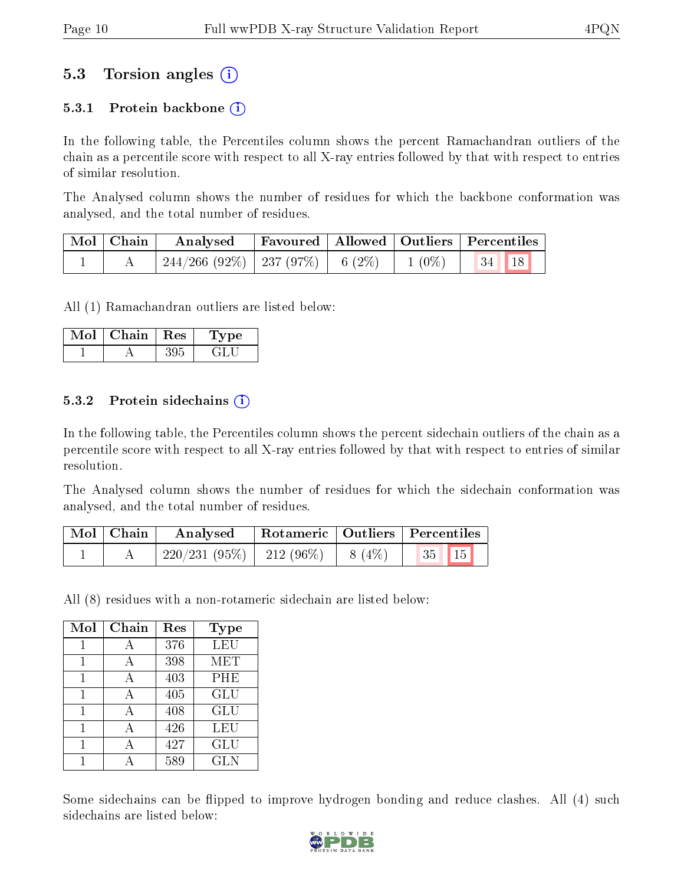## 5.3 Torsion angles (i)

### 5.3.1 Protein backbone (i)

In the following table, the Percentiles column shows the percent Ramachandran outliers of the chain as a percentile score with respect to all X-ray entries followed by that with respect to entries of similar resolution.

The Analysed column shows the number of residues for which the backbone conformation was analysed, and the total number of residues.

| Mol | Chain | Analysed | Favoured | Allowed | Outliers | Percentiles | |
|---|---|---|---|---|---|---|---|
| 1 | A | 244/266 (92%) | 237 (97%) | 6 (2%) | 1 (0%) | 34 | 18 |

All (1) Ramachandran outliers are listed below:

| Mol | Chain | Res | Type |
|---|---|---|---|
| 1 | A | 395 | GLU |

### 5.3.2 Protein sidechains (i)

In the following table, the Percentiles column shows the percent sidechain outliers of the chain as a percentile score with respect to all X-ray entries followed by that with respect to entries of similar resolution.

The Analysed column shows the number of residues for which the sidechain conformation was analysed, and the total number of residues.

| Mol | Chain | Analysed | Rotameric | Outliers | Percentiles | |
|---|---|---|---|---|---|---|
| 1 | A | 220/231 (95%) | 212 (96%) | 8 (4%) | 35 | 15 |

All (8) residues with a non-rotameric sidechain are listed below:

| Mol | Chain | Res | Type |
|---|---|---|---|
| 1 | A | 376 | LEU |
| 1 | A | 398 | MET |
| 1 | A | 403 | PHE |
| 1 | A | 405 | GLU |
| 1 | A | 408 | GLU |
| 1 | A | 426 | LEU |
| 1 | A | 427 | GLU |
| 1 | A | 589 | GLN |

Some sidechains can be flipped to improve hydrogen bonding and reduce clashes. All (4) such sidechains are listed below: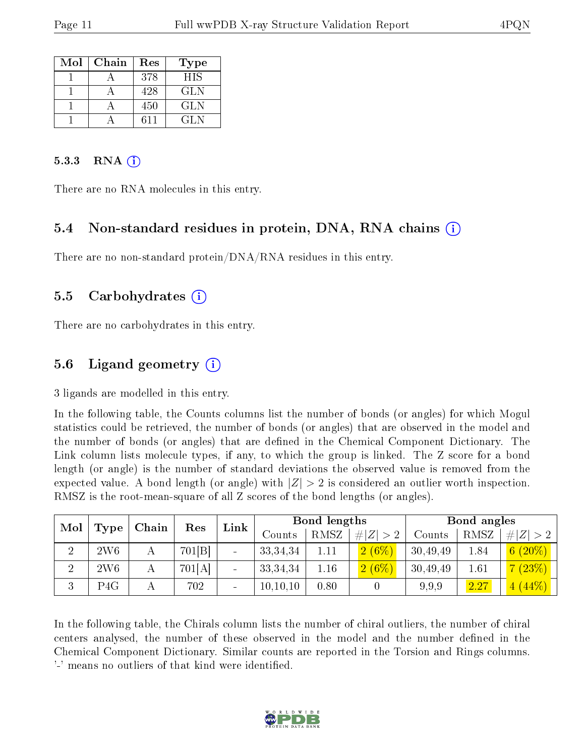| Mol | Chain | Res | Type |
|---|---|---|---|
| 1 | A | 378 | HIS |
| 1 | A | 428 | GLN |
| 1 | A | 450 | GLN |
| 1 | A | 611 | GLN |

#### 5.3.3 RNA (i)

There are no RNA molecules in this entry.

### 5.4 Non-standard residues in protein, DNA, RNA chains (i)

There are no non-standard protein/DNA/RNA residues in this entry.

### 5.5 Carbohydrates (i)

There are no carbohydrates in this entry.

### 5.6 Ligand geometry (i)

3 ligands are modelled in this entry.

In the following table, the Counts columns list the number of bonds (or angles) for which Mogul statistics could be retrieved, the number of bonds (or angles) that are observed in the model and the number of bonds (or angles) that are defined in the Chemical Component Dictionary. The Link column lists molecule types, if any, to which the group is linked. The Z score for a bond length (or angle) is the number of standard deviations the observed value is removed from the expected value. A bond length (or angle) with $|Z| > 2$ is considered an outlier worth inspection. RMSZ is the root-mean-square of all Z scores of the bond lengths (or angles).

| Mol | Type | Chain | Res | Link | Bond lengths | | | Bond angles | | |
|---|---|---|---|---|---|---|---|---|---|---|
| | | | | | Counts | RMSZ | $\#\|Z\| > 2$ | Counts | RMSZ | $\#\|Z\| > 2$ |
| 2 | 2W6 | A | 701[B] | - | 33,34,34 | 1.11 | 2 (6%) | 30,49,49 | 1.84 | 6 (20%) |
| 2 | 2W6 | A | 701[A] | - | 33,34,34 | 1.16 | 2 (6%) | 30,49,49 | 1.61 | 7 (23%) |
| 3 | P4G | A | 702 | - | 10,10,10 | 0.80 | 0 | 9,9,9 | 2.27 | 4 (44%) |

In the following table, the Chirals column lists the number of chiral outliers, the number of chiral centers analysed, the number of these observed in the model and the number defined in the Chemical Component Dictionary. Similar counts are reported in the Torsion and Rings columns. '-' means no outliers of that kind were identified.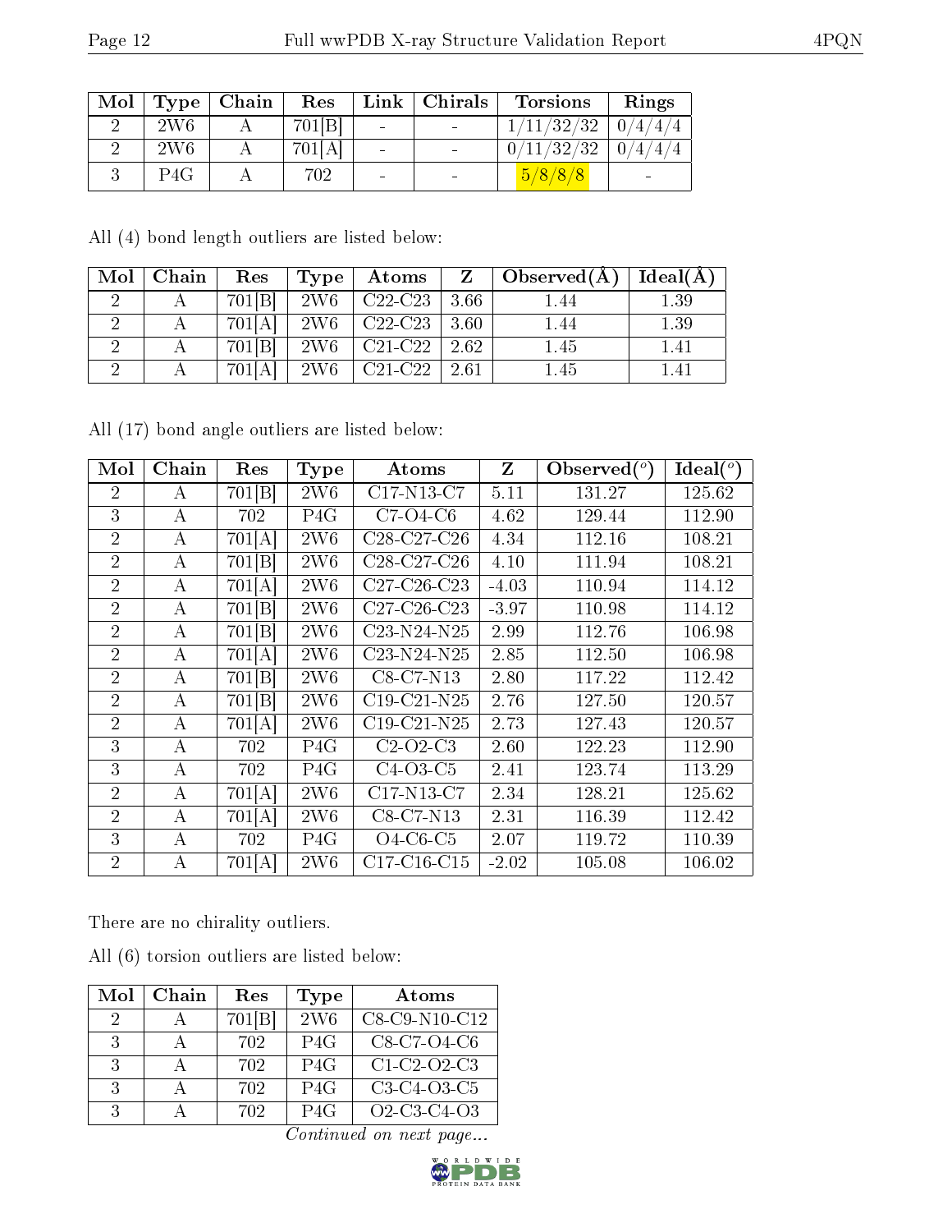| Mol | Type | Chain | Res | Link | Chirals | Torsions | Rings |
|---|---|---|---|---|---|---|---|
| 2 | 2W6 | A | 701[B] | - | - | 1/11/32/32 | 0/4/4/4 |
| 2 | 2W6 | A | 701[A] | - | - | 0/11/32/32 | 0/4/4/4 |
| 3 | P4G | A | 702 | - | - | 5/8/8/8 | - |

All (4) bond length outliers are listed below:

| Mol | Chain | Res | Type | Atoms | Z | Observed(Å) | Ideal(Å) |
|---|---|---|---|---|---|---|---|
| 2 | A | 701[B] | 2W6 | C22-C23 | 3.66 | 1.44 | 1.39 |
| 2 | A | 701[A] | 2W6 | C22-C23 | 3.60 | 1.44 | 1.39 |
| 2 | A | 701[B] | 2W6 | C21-C22 | 2.62 | 1.45 | 1.41 |
| 2 | A | 701[A] | 2W6 | C21-C22 | 2.61 | 1.45 | 1.41 |

All (17) bond angle outliers are listed below:

| Mol | Chain | Res | Type | Atoms | Z | Observed(°) | Ideal(°) |
|---|---|---|---|---|---|---|---|
| 2 | A | 701[B] | 2W6 | C17-N13-C7 | 5.11 | 131.27 | 125.62 |
| 3 | A | 702 | P4G | C7-O4-C6 | 4.62 | 129.44 | 112.90 |
| 2 | A | 701[A] | 2W6 | C28-C27-C26 | 4.34 | 112.16 | 108.21 |
| 2 | A | 701[B] | 2W6 | C28-C27-C26 | 4.10 | 111.94 | 108.21 |
| 2 | A | 701[A] | 2W6 | C27-C26-C23 | -4.03 | 110.94 | 114.12 |
| 2 | A | 701[B] | 2W6 | C27-C26-C23 | -3.97 | 110.98 | 114.12 |
| 2 | A | 701[B] | 2W6 | C23-N24-N25 | 2.99 | 112.76 | 106.98 |
| 2 | A | 701[A] | 2W6 | C23-N24-N25 | 2.85 | 112.50 | 106.98 |
| 2 | A | 701[B] | 2W6 | C8-C7-N13 | 2.80 | 117.22 | 112.42 |
| 2 | A | 701[B] | 2W6 | C19-C21-N25 | 2.76 | 127.50 | 120.57 |
| 2 | A | 701[A] | 2W6 | C19-C21-N25 | 2.73 | 127.43 | 120.57 |
| 3 | A | 702 | P4G | C2-O2-C3 | 2.60 | 122.23 | 112.90 |
| 3 | A | 702 | P4G | C4-O3-C5 | 2.41 | 123.74 | 113.29 |
| 2 | A | 701[A] | 2W6 | C17-N13-C7 | 2.34 | 128.21 | 125.62 |
| 2 | A | 701[A] | 2W6 | C8-C7-N13 | 2.31 | 116.39 | 112.42 |
| 3 | A | 702 | P4G | O4-C6-C5 | 2.07 | 119.72 | 110.39 |
| 2 | A | 701[A] | 2W6 | C17-C16-C15 | -2.02 | 105.08 | 106.02 |

There are no chirality outliers.

All (6) torsion outliers are listed below:

| Mol | Chain | Res | Type | Atoms |
|---|---|---|---|---|
| 2 | A | 701[B] | 2W6 | C8-C9-N10-C12 |
| 3 | A | 702 | P4G | C8-C7-O4-C6 |
| 3 | A | 702 | P4G | C1-C2-O2-C3 |
| 3 | A | 702 | P4G | C3-C4-O3-C5 |
| 3 | A | 702 | P4G | O2-C3-C4-O3 |

*Continued on next page...*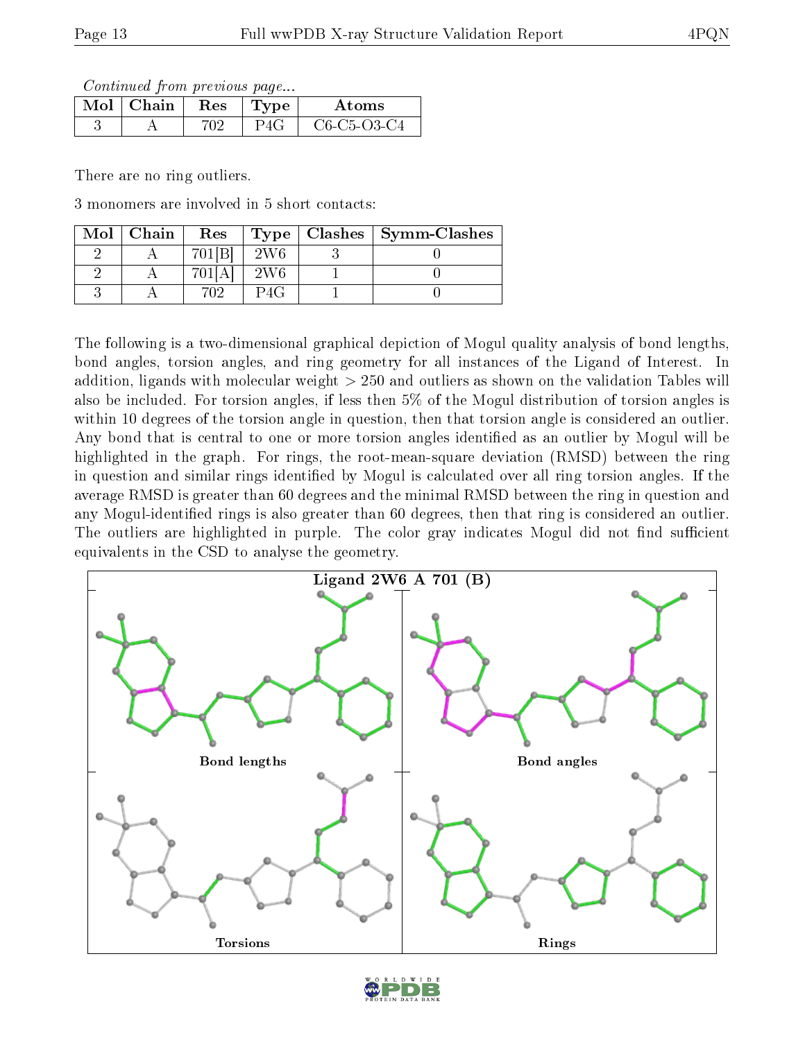*Continued from previous page...*

| Mol | Chain | Res | Type | Atoms |
|---|---|---|---|---|
| 3 | A | 702 | P4G | C6-C5-O3-C4 |

There are no ring outliers.

3 monomers are involved in 5 short contacts:

| Mol | Chain | Res | Type | Clashes | Symm-Clashes |
|---|---|---|---|---|---|
| 2 | A | 701[B] | 2W6 | 3 | 0 |
| 2 | A | 701[A] | 2W6 | 1 | 0 |
| 3 | A | 702 | P4G | 1 | 0 |

The following is a two-dimensional graphical depiction of Mogul quality analysis of bond lengths, bond angles, torsion angles, and ring geometry for all instances of the Ligand of Interest. In addition, ligands with molecular weight > 250 and outliers as shown on the validation Tables will also be included. For torsion angles, if less then 5% of the Mogul distribution of torsion angles is within 10 degrees of the torsion angle in question, then that torsion angle is considered an outlier. Any bond that is central to one or more torsion angles identified as an outlier by Mogul will be highlighted in the graph. For rings, the root-mean-square deviation (RMSD) between the ring in question and similar rings identified by Mogul is calculated over all ring torsion angles. If the average RMSD is greater than 60 degrees and the minimal RMSD between the ring in question and any Mogul-identified rings is also greater than 60 degrees, then that ring is considered an outlier. The outliers are highlighted in purple. The color gray indicates Mogul did not find sufficient equivalents in the CSD to analyse the geometry.

**Ligand 2W6 A 701 (B)**

Bond lengths | Bond angles | Torsions | Rings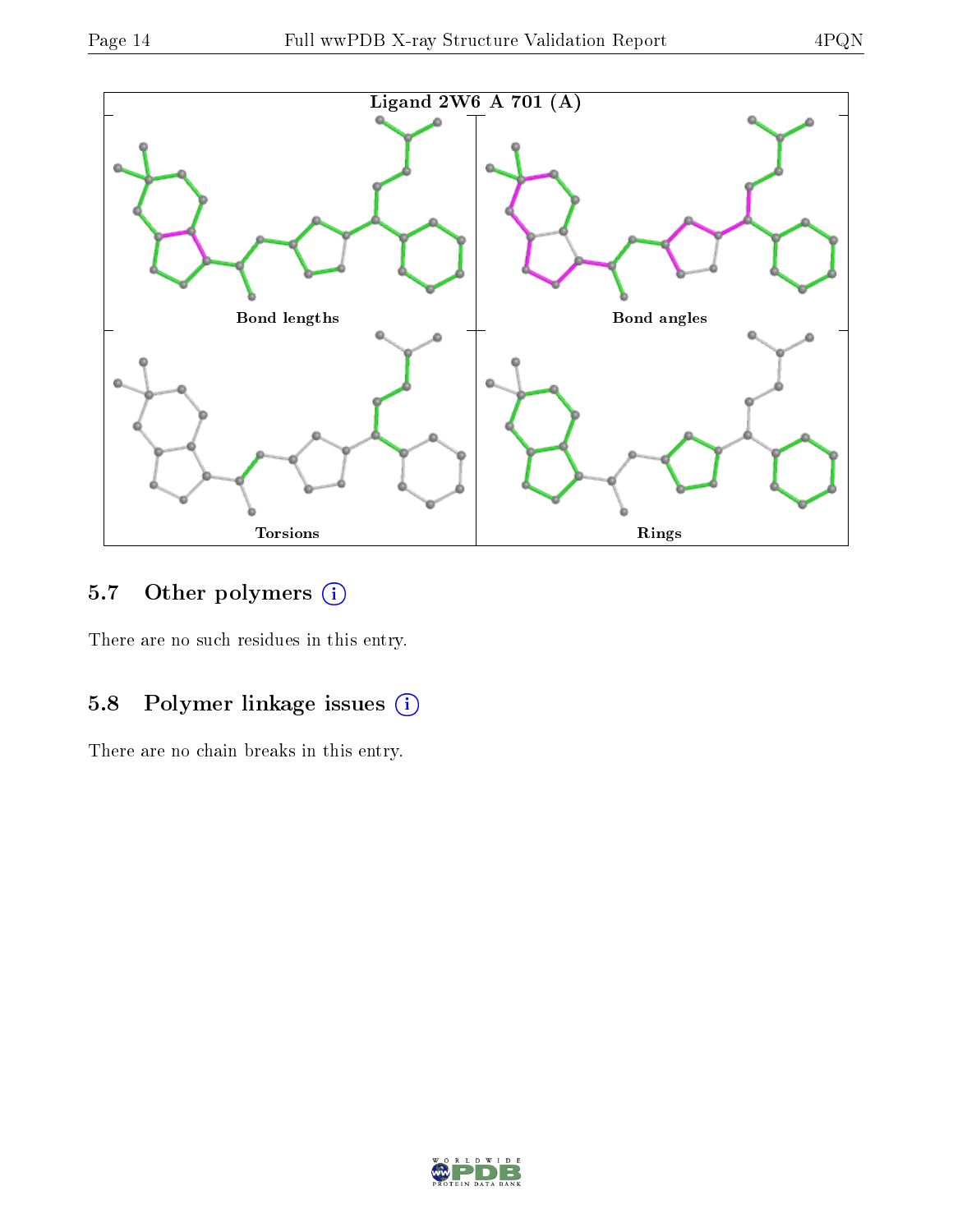Ligand 2W6 A 701 (A)

Bond lengths

Bond angles

Torsions

Rings

### 5.7 Other polymers

There are no such residues in this entry.

### 5.8 Polymer linkage issues

There are no chain breaks in this entry.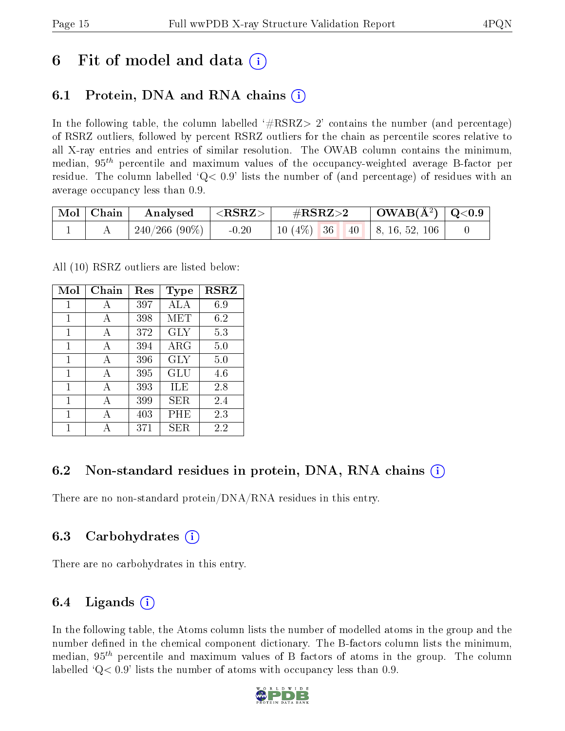# 6 Fit of model and data (i)

## 6.1 Protein, DNA and RNA chains (i)

In the following table, the column labelled '#RSRZ> 2' contains the number (and percentage) of RSRZ outliers, followed by percent RSRZ outliers for the chain as percentile scores relative to all X-ray entries and entries of similar resolution. The OWAB column contains the minimum, median, $95^{th}$ percentile and maximum values of the occupancy-weighted average B-factor per residue. The column labelled 'Q< 0.9' lists the number of (and percentage) of residues with an average occupancy less than 0.9.

| Mol | Chain | Analysed | <RSRZ> | #RSRZ>2 | | | OWAB(Å$^2$) | Q<0.9 |
|---|---|---|---|---|---|---|---|---|
| 1 | A | 240/266 (90%) | -0.20 | 10 (4%) | 36 | 40 | 8, 16, 52, 106 | 0 |

All (10) RSRZ outliers are listed below:

| Mol | Chain | Res | Type | RSRZ |
|---|---|---|---|---|
| 1 | A | 397 | ALA | 6.9 |
| 1 | A | 398 | MET | 6.2 |
| 1 | A | 372 | GLY | 5.3 |
| 1 | A | 394 | ARG | 5.0 |
| 1 | A | 396 | GLY | 5.0 |
| 1 | A | 395 | GLU | 4.6 |
| 1 | A | 393 | ILE | 2.8 |
| 1 | A | 399 | SER | 2.4 |
| 1 | A | 403 | PHE | 2.3 |
| 1 | A | 371 | SER | 2.2 |

## 6.2 Non-standard residues in protein, DNA, RNA chains (i)

There are no non-standard protein/DNA/RNA residues in this entry.

## 6.3 Carbohydrates (i)

There are no carbohydrates in this entry.

## 6.4 Ligands (i)

In the following table, the Atoms column lists the number of modelled atoms in the group and the number defined in the chemical component dictionary. The B-factors column lists the minimum, median, $95^{th}$ percentile and maximum values of B factors of atoms in the group. The column labelled 'Q< 0.9' lists the number of atoms with occupancy less than 0.9.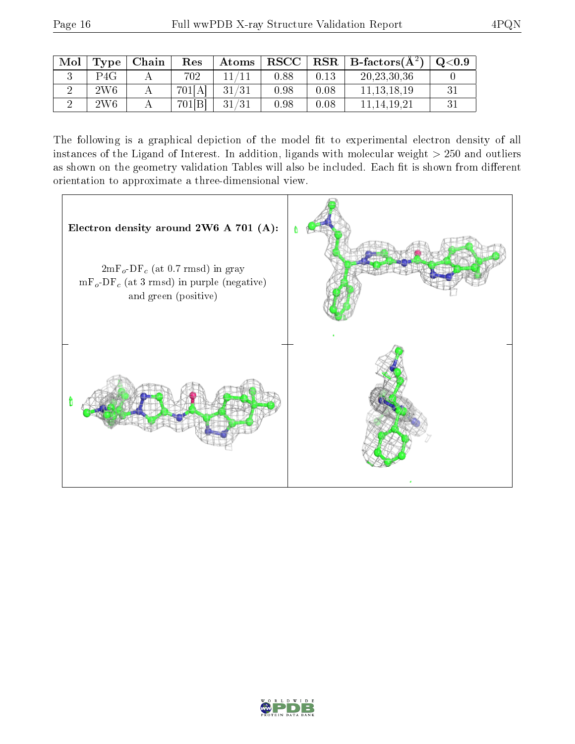| Mol | Type | Chain | Res | Atoms | RSCC | RSR | B-factors($Å^2$) | Q<0.9 |
|---|---|---|---|---|---|---|---|---|
| 3 | P4G | A | 702 | 11/11 | 0.88 | 0.13 | 20,23,30,36 | 0 |
| 2 | 2W6 | A | 701[A] | 31/31 | 0.98 | 0.08 | 11,13,18,19 | 31 |
| 2 | 2W6 | A | 701[B] | 31/31 | 0.98 | 0.08 | 11,14,19,21 | 31 |

The following is a graphical depiction of the model fit to experimental electron density of all instances of the Ligand of Interest. In addition, ligands with molecular weight > 250 and outliers as shown on the geometry validation Tables will also be included. Each fit is shown from different orientation to approximate a three-dimensional view.

**Electron density around 2W6 A 701 (A):**

$2mF_o$-$DF_c$ (at 0.7 rmsd) in gray
$mF_o$-$DF_c$ (at 3 rmsd) in purple (negative) and green (positive)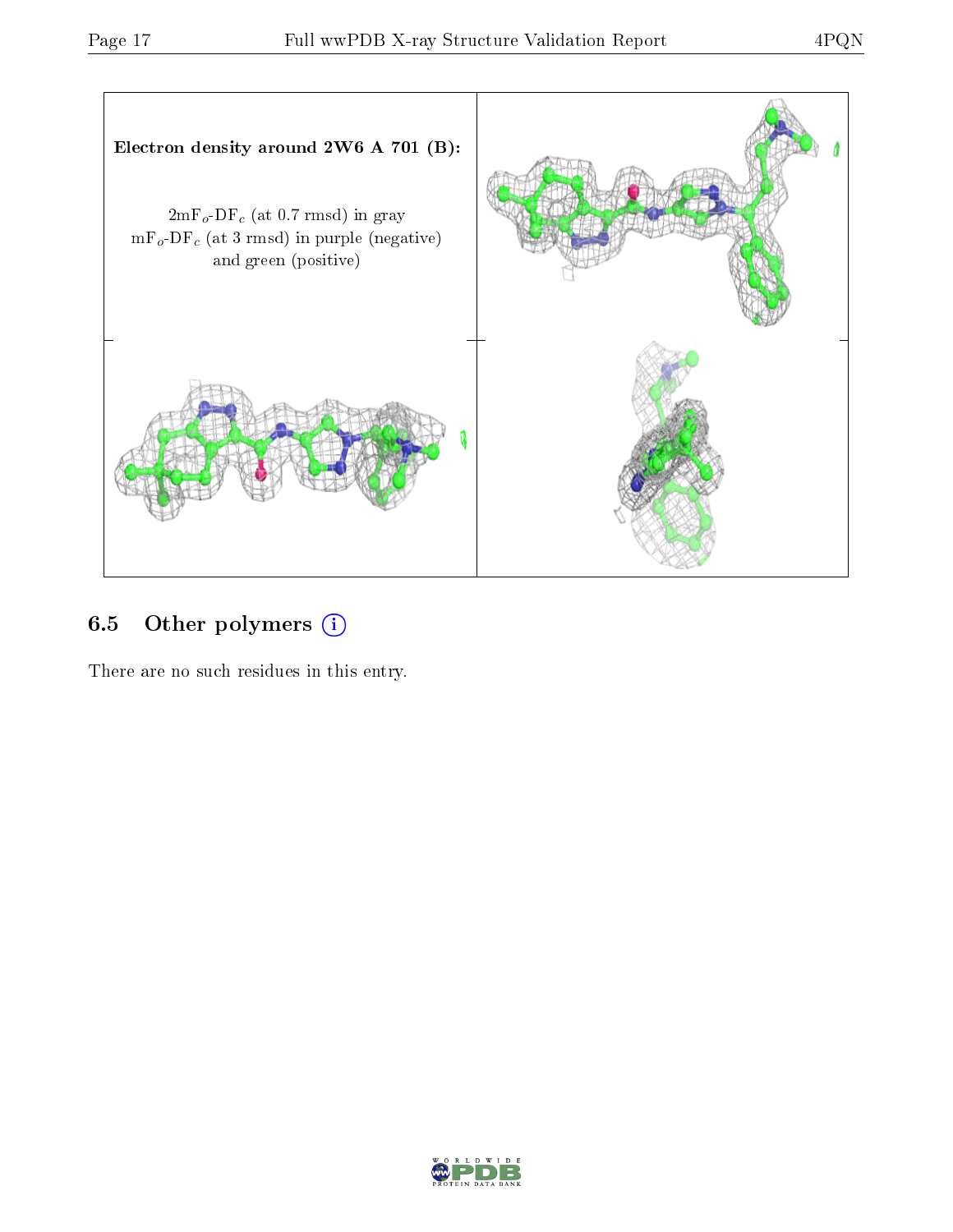**Electron density around 2W6 A 701 (B):**

$2mF_o$-$DF_c$ (at 0.7 rmsd) in gray
$mF_o$-$DF_c$ (at 3 rmsd) in purple (negative)
and green (positive)

## 6.5 Other polymers

There are no such residues in this entry.